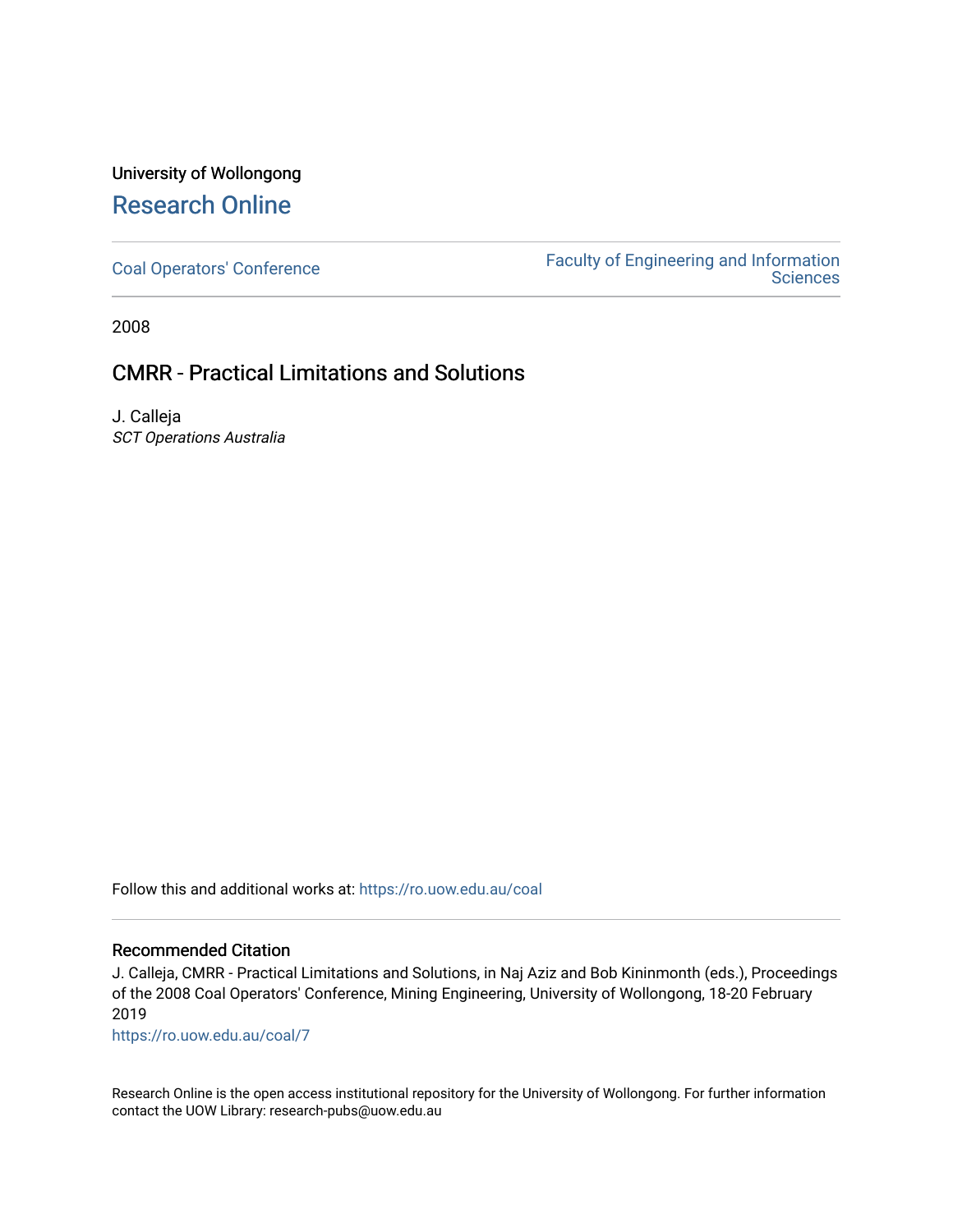University of Wollongong

# Research Online

Coal Operators' Conference

Faculty of Engineering and Information Sciences

2008

## CMRR - Practical Limitations and Solutions

J. Calleja

*SCT Operations Australia*

Follow this and additional works at: https://ro.uow.edu.au/coal

### Recommended Citation

J. Calleja, CMRR - Practical Limitations and Solutions, in Naj Aziz and Bob Kininmonth (eds.), Proceedings of the 2008 Coal Operators' Conference, Mining Engineering, University of Wollongong, 18-20 February 2019

https://ro.uow.edu.au/coal/7

Research Online is the open access institutional repository for the University of Wollongong. For further information contact the UOW Library: research-pubs@uow.edu.au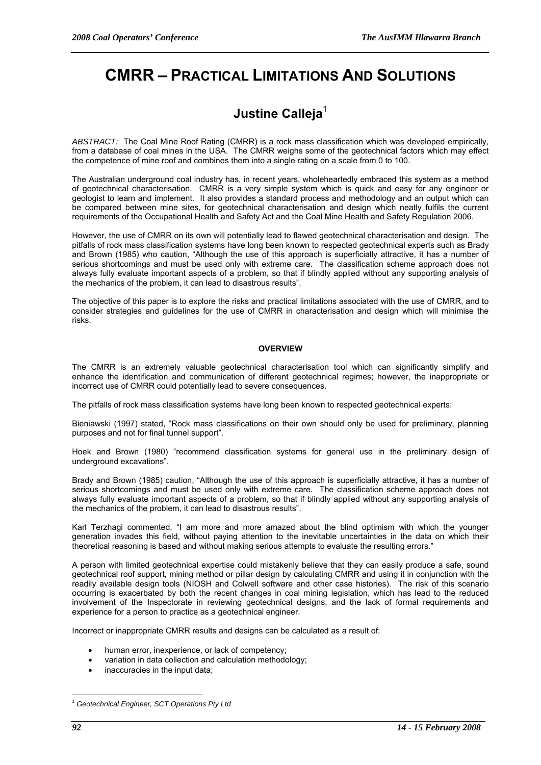# CMRR – PRACTICAL LIMITATIONS AND SOLUTIONS

## Justine Calleja[1]

*ABSTRACT:* The Coal Mine Roof Rating (CMRR) is a rock mass classification which was developed empirically, from a database of coal mines in the USA. The CMRR weighs some of the geotechnical factors which may effect the competence of mine roof and combines them into a single rating on a scale from 0 to 100.

The Australian underground coal industry has, in recent years, wholeheartedly embraced this system as a method of geotechnical characterisation. CMRR is a very simple system which is quick and easy for any engineer or geologist to learn and implement. It also provides a standard process and methodology and an output which can be compared between mine sites, for geotechnical characterisation and design which neatly fulfils the current requirements of the Occupational Health and Safety Act and the Coal Mine Health and Safety Regulation 2006.

However, the use of CMRR on its own will potentially lead to flawed geotechnical characterisation and design. The pitfalls of rock mass classification systems have long been known to respected geotechnical experts such as Brady and Brown (1985) who caution, "Although the use of this approach is superficially attractive, it has a number of serious shortcomings and must be used only with extreme care. The classification scheme approach does not always fully evaluate important aspects of a problem, so that if blindly applied without any supporting analysis of the mechanics of the problem, it can lead to disastrous results".

The objective of this paper is to explore the risks and practical limitations associated with the use of CMRR, and to consider strategies and guidelines for the use of CMRR in characterisation and design which will minimise the risks.

### OVERVIEW

The CMRR is an extremely valuable geotechnical characterisation tool which can significantly simplify and enhance the identification and communication of different geotechnical regimes; however, the inappropriate or incorrect use of CMRR could potentially lead to severe consequences.

The pitfalls of rock mass classification systems have long been known to respected geotechnical experts:

Bieniawski (1997) stated, "Rock mass classifications on their own should only be used for preliminary, planning purposes and not for final tunnel support".

Hoek and Brown (1980) "recommend classification systems for general use in the preliminary design of underground excavations".

Brady and Brown (1985) caution, "Although the use of this approach is superficially attractive, it has a number of serious shortcomings and must be used only with extreme care. The classification scheme approach does not always fully evaluate important aspects of a problem, so that if blindly applied without any supporting analysis of the mechanics of the problem, it can lead to disastrous results".

Karl Terzhagi commented, "I am more and more amazed about the blind optimism with which the younger generation invades this field, without paying attention to the inevitable uncertainties in the data on which their theoretical reasoning is based and without making serious attempts to evaluate the resulting errors."

A person with limited geotechnical expertise could mistakenly believe that they can easily produce a safe, sound geotechnical roof support, mining method or pillar design by calculating CMRR and using it in conjunction with the readily available design tools (NIOSH and Colwell software and other case histories). The risk of this scenario occurring is exacerbated by both the recent changes in coal mining legislation, which has lead to the reduced involvement of the Inspectorate in reviewing geotechnical designs, and the lack of formal requirements and experience for a person to practice as a geotechnical engineer.

Incorrect or inappropriate CMRR results and designs can be calculated as a result of:

- human error, inexperience, or lack of competency;
- variation in data collection and calculation methodology;
- inaccuracies in the input data;

[1] *Geotechnical Engineer, SCT Operations Pty Ltd*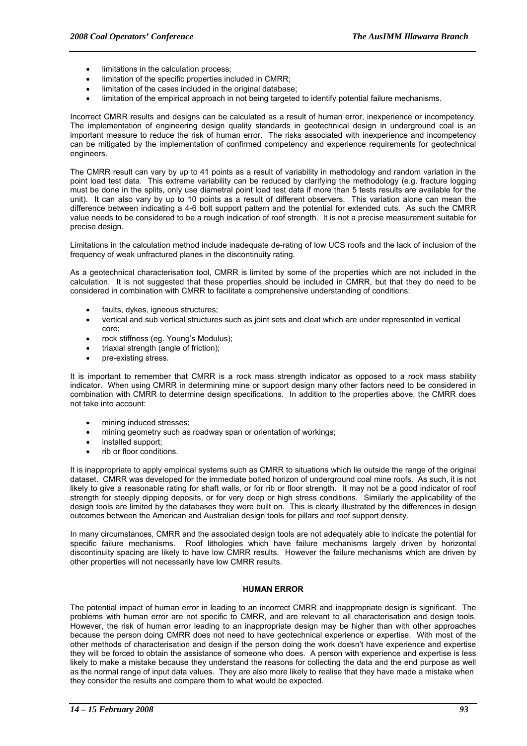- limitations in the calculation process;
- limitation of the specific properties included in CMRR;
- limitation of the cases included in the original database;
- limitation of the empirical approach in not being targeted to identify potential failure mechanisms.

Incorrect CMRR results and designs can be calculated as a result of human error, inexperience or incompetency. The implementation of engineering design quality standards in geotechnical design in underground coal is an important measure to reduce the risk of human error. The risks associated with inexperience and incompetency can be mitigated by the implementation of confirmed competency and experience requirements for geotechnical engineers.

The CMRR result can vary by up to 41 points as a result of variability in methodology and random variation in the point load test data. This extreme variability can be reduced by clarifying the methodology (e.g. fracture logging must be done in the splits, only use diametral point load test data if more than 5 tests results are available for the unit). It can also vary by up to 10 points as a result of different observers. This variation alone can mean the difference between indicating a 4-6 bolt support pattern and the potential for extended cuts. As such the CMRR value needs to be considered to be a rough indication of roof strength. It is not a precise measurement suitable for precise design.

Limitations in the calculation method include inadequate de-rating of low UCS roofs and the lack of inclusion of the frequency of weak unfractured planes in the discontinuity rating.

As a geotechnical characterisation tool, CMRR is limited by some of the properties which are not included in the calculation. It is not suggested that these properties should be included in CMRR, but that they do need to be considered in combination with CMRR to facilitate a comprehensive understanding of conditions:

- faults, dykes, igneous structures;
- vertical and sub vertical structures such as joint sets and cleat which are under represented in vertical core;
- rock stiffness (eg. Young's Modulus);
- triaxial strength (angle of friction);
- pre-existing stress.

It is important to remember that CMRR is a rock mass strength indicator as opposed to a rock mass stability indicator. When using CMRR in determining mine or support design many other factors need to be considered in combination with CMRR to determine design specifications. In addition to the properties above, the CMRR does not take into account:

- mining induced stresses;
- mining geometry such as roadway span or orientation of workings;
- installed support;
- rib or floor conditions.

It is inappropriate to apply empirical systems such as CMRR to situations which lie outside the range of the original dataset. CMRR was developed for the immediate bolted horizon of underground coal mine roofs. As such, it is not likely to give a reasonable rating for shaft walls, or for rib or floor strength. It may not be a good indicator of roof strength for steeply dipping deposits, or for very deep or high stress conditions. Similarly the applicability of the design tools are limited by the databases they were built on. This is clearly illustrated by the differences in design outcomes between the American and Australian design tools for pillars and roof support density.

In many circumstances, CMRR and the associated design tools are not adequately able to indicate the potential for specific failure mechanisms. Roof lithologies which have failure mechanisms largely driven by horizontal discontinuity spacing are likely to have low CMRR results. However the failure mechanisms which are driven by other properties will not necessarily have low CMRR results.

## HUMAN ERROR

The potential impact of human error in leading to an incorrect CMRR and inappropriate design is significant. The problems with human error are not specific to CMRR, and are relevant to all characterisation and design tools. However, the risk of human error leading to an inappropriate design may be higher than with other approaches because the person doing CMRR does not need to have geotechnical experience or expertise. With most of the other methods of characterisation and design if the person doing the work doesn't have experience and expertise they will be forced to obtain the assistance of someone who does. A person with experience and expertise is less likely to make a mistake because they understand the reasons for collecting the data and the end purpose as well as the normal range of input data values. They are also more likely to realise that they have made a mistake when they consider the results and compare them to what would be expected.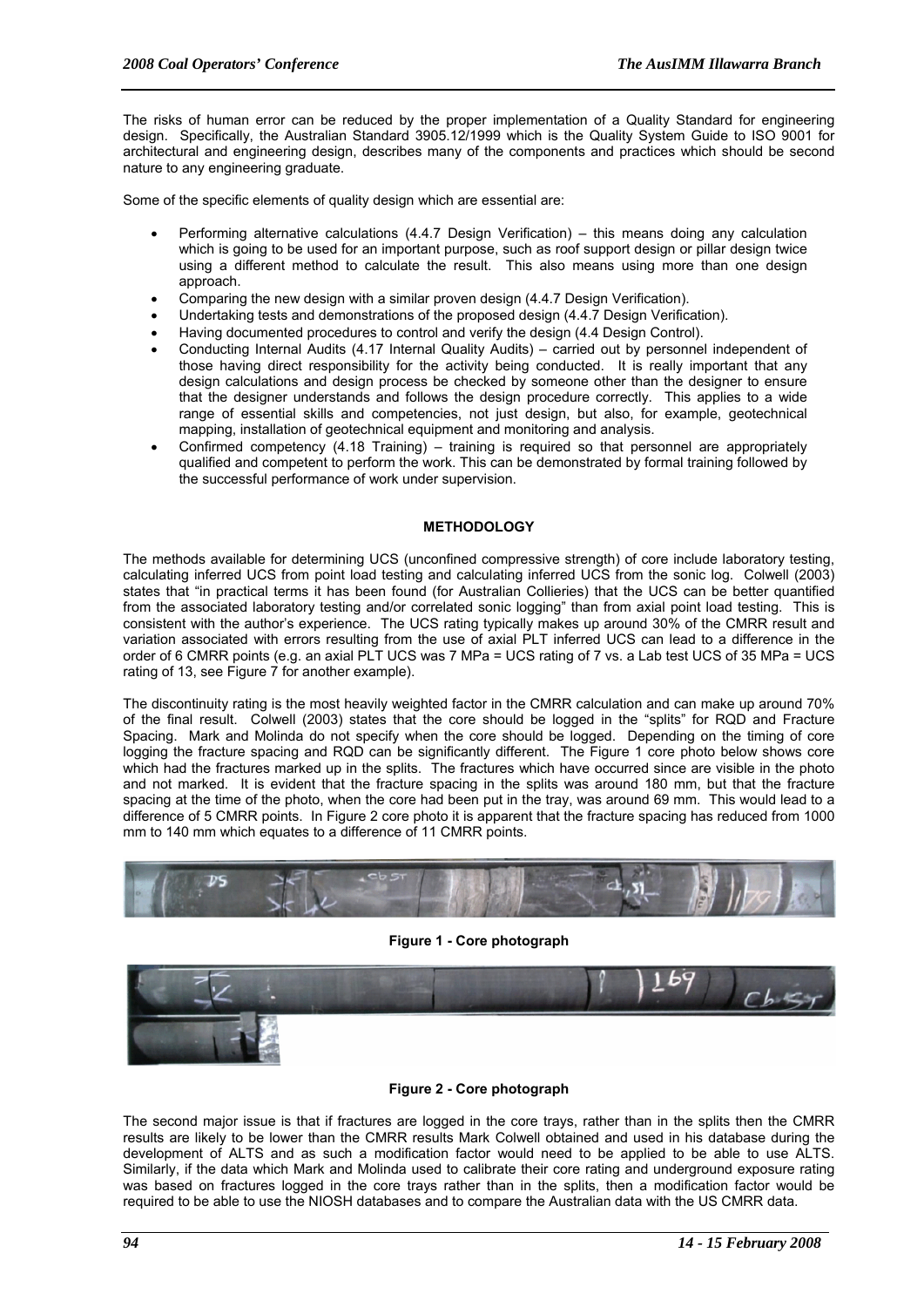The risks of human error can be reduced by the proper implementation of a Quality Standard for engineering design. Specifically, the Australian Standard 3905.12/1999 which is the Quality System Guide to ISO 9001 for architectural and engineering design, describes many of the components and practices which should be second nature to any engineering graduate.

Some of the specific elements of quality design which are essential are:

- Performing alternative calculations (4.4.7 Design Verification) – this means doing any calculation which is going to be used for an important purpose, such as roof support design or pillar design twice using a different method to calculate the result. This also means using more than one design approach.
- Comparing the new design with a similar proven design (4.4.7 Design Verification).
- Undertaking tests and demonstrations of the proposed design (4.4.7 Design Verification).
- Having documented procedures to control and verify the design (4.4 Design Control).
- Conducting Internal Audits (4.17 Internal Quality Audits) – carried out by personnel independent of those having direct responsibility for the activity being conducted. It is really important that any design calculations and design process be checked by someone other than the designer to ensure that the designer understands and follows the design procedure correctly. This applies to a wide range of essential skills and competencies, not just design, but also, for example, geotechnical mapping, installation of geotechnical equipment and monitoring and analysis.
- Confirmed competency (4.18 Training) – training is required so that personnel are appropriately qualified and competent to perform the work. This can be demonstrated by formal training followed by the successful performance of work under supervision.

## METHODOLOGY

The methods available for determining UCS (unconfined compressive strength) of core include laboratory testing, calculating inferred UCS from point load testing and calculating inferred UCS from the sonic log. Colwell (2003) states that "in practical terms it has been found (for Australian Collieries) that the UCS can be better quantified from the associated laboratory testing and/or correlated sonic logging" than from axial point load testing. This is consistent with the author's experience. The UCS rating typically makes up around 30% of the CMRR result and variation associated with errors resulting from the use of axial PLT inferred UCS can lead to a difference in the order of 6 CMRR points (e.g. an axial PLT UCS was 7 MPa = UCS rating of 7 vs. a Lab test UCS of 35 MPa = UCS rating of 13, see Figure 7 for another example).

The discontinuity rating is the most heavily weighted factor in the CMRR calculation and can make up around 70% of the final result. Colwell (2003) states that the core should be logged in the "splits" for RQD and Fracture Spacing. Mark and Molinda do not specify when the core should be logged. Depending on the timing of core logging the fracture spacing and RQD can be significantly different. The Figure 1 core photo below shows core which had the fractures marked up in the splits. The fractures which have occurred since are visible in the photo and not marked. It is evident that the fracture spacing in the splits was around 180 mm, but that the fracture spacing at the time of the photo, when the core had been put in the tray, was around 69 mm. This would lead to a difference of 5 CMRR points. In Figure 2 core photo it is apparent that the fracture spacing has reduced from 1000 mm to 140 mm which equates to a difference of 11 CMRR points.

**Figure 1 - Core photograph**

**Figure 2 - Core photograph**

The second major issue is that if fractures are logged in the core trays, rather than in the splits then the CMRR results are likely to be lower than the CMRR results Mark Colwell obtained and used in his database during the development of ALTS and as such a modification factor would need to be applied to be able to use ALTS. Similarly, if the data which Mark and Molinda used to calibrate their core rating and underground exposure rating was based on fractures logged in the core trays rather than in the splits, then a modification factor would be required to be able to use the NIOSH databases and to compare the Australian data with the US CMRR data.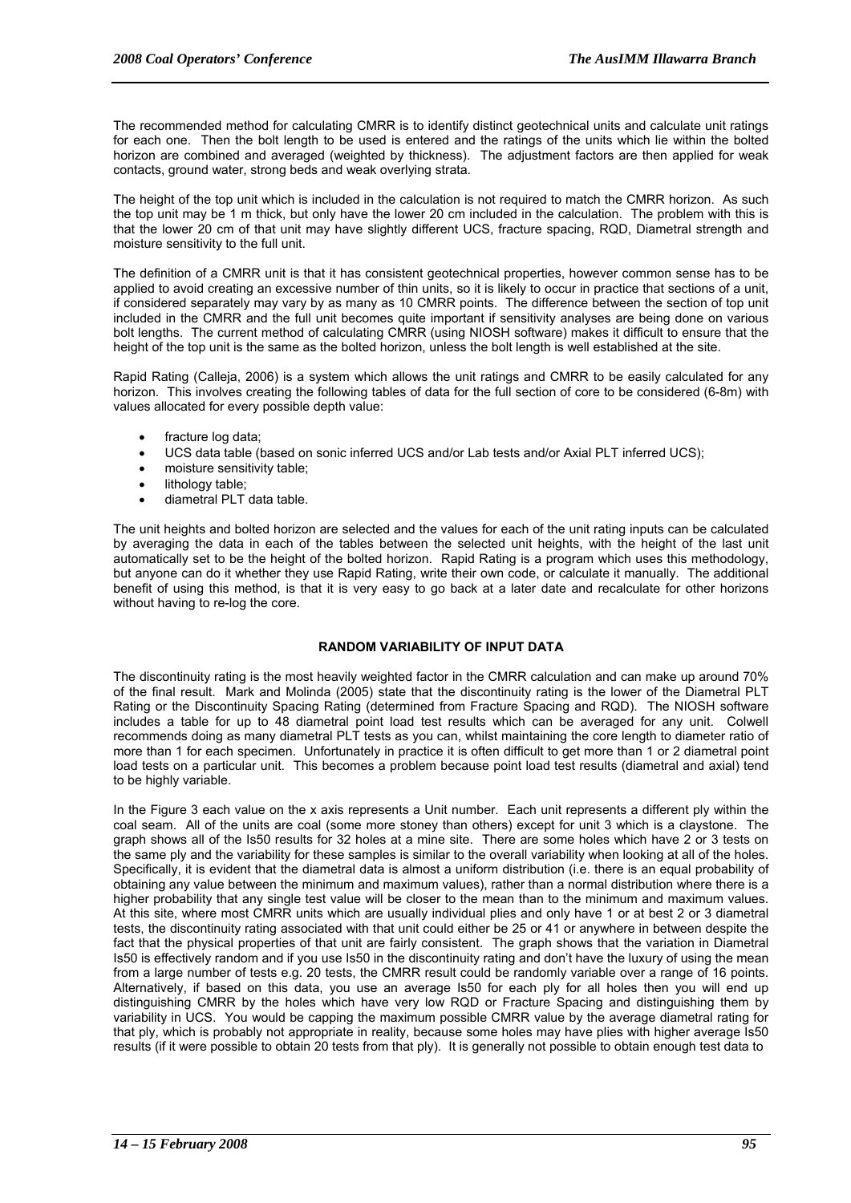The recommended method for calculating CMRR is to identify distinct geotechnical units and calculate unit ratings for each one. Then the bolt length to be used is entered and the ratings of the units which lie within the bolted horizon are combined and averaged (weighted by thickness). The adjustment factors are then applied for weak contacts, ground water, strong beds and weak overlying strata.

The height of the top unit which is included in the calculation is not required to match the CMRR horizon. As such the top unit may be 1 m thick, but only have the lower 20 cm included in the calculation. The problem with this is that the lower 20 cm of that unit may have slightly different UCS, fracture spacing, RQD, Diametral strength and moisture sensitivity to the full unit.

The definition of a CMRR unit is that it has consistent geotechnical properties, however common sense has to be applied to avoid creating an excessive number of thin units, so it is likely to occur in practice that sections of a unit, if considered separately may vary by as many as 10 CMRR points. The difference between the section of top unit included in the CMRR and the full unit becomes quite important if sensitivity analyses are being done on various bolt lengths. The current method of calculating CMRR (using NIOSH software) makes it difficult to ensure that the height of the top unit is the same as the bolted horizon, unless the bolt length is well established at the site.

Rapid Rating (Calleja, 2006) is a system which allows the unit ratings and CMRR to be easily calculated for any horizon. This involves creating the following tables of data for the full section of core to be considered (6-8m) with values allocated for every possible depth value:

- fracture log data;
- UCS data table (based on sonic inferred UCS and/or Lab tests and/or Axial PLT inferred UCS);
- moisture sensitivity table;
- lithology table;
- diametral PLT data table.

The unit heights and bolted horizon are selected and the values for each of the unit rating inputs can be calculated by averaging the data in each of the tables between the selected unit heights, with the height of the last unit automatically set to be the height of the bolted horizon. Rapid Rating is a program which uses this methodology, but anyone can do it whether they use Rapid Rating, write their own code, or calculate it manually. The additional benefit of using this method, is that it is very easy to go back at a later date and recalculate for other horizons without having to re-log the core.

## RANDOM VARIABILITY OF INPUT DATA

The discontinuity rating is the most heavily weighted factor in the CMRR calculation and can make up around 70% of the final result. Mark and Molinda (2005) state that the discontinuity rating is the lower of the Diametral PLT Rating or the Discontinuity Spacing Rating (determined from Fracture Spacing and RQD). The NIOSH software includes a table for up to 48 diametral point load test results which can be averaged for any unit. Colwell recommends doing as many diametral PLT tests as you can, whilst maintaining the core length to diameter ratio of more than 1 for each specimen. Unfortunately in practice it is often difficult to get more than 1 or 2 diametral point load tests on a particular unit. This becomes a problem because point load test results (diametral and axial) tend to be highly variable.

In the Figure 3 each value on the x axis represents a Unit number. Each unit represents a different ply within the coal seam. All of the units are coal (some more stoney than others) except for unit 3 which is a claystone. The graph shows all of the Is50 results for 32 holes at a mine site. There are some holes which have 2 or 3 tests on the same ply and the variability for these samples is similar to the overall variability when looking at all of the holes. Specifically, it is evident that the diametral data is almost a uniform distribution (i.e. there is an equal probability of obtaining any value between the minimum and maximum values), rather than a normal distribution where there is a higher probability that any single test value will be closer to the mean than to the minimum and maximum values. At this site, where most CMRR units which are usually individual plies and only have 1 or at best 2 or 3 diametral tests, the discontinuity rating associated with that unit could either be 25 or 41 or anywhere in between despite the fact that the physical properties of that unit are fairly consistent. The graph shows that the variation in Diametral Is50 is effectively random and if you use Is50 in the discontinuity rating and don't have the luxury of using the mean from a large number of tests e.g. 20 tests, the CMRR result could be randomly variable over a range of 16 points. Alternatively, if based on this data, you use an average Is50 for each ply for all holes then you will end up distinguishing CMRR by the holes which have very low RQD or Fracture Spacing and distinguishing them by variability in UCS. You would be capping the maximum possible CMRR value by the average diametral rating for that ply, which is probably not appropriate in reality, because some holes may have plies with higher average Is50 results (if it were possible to obtain 20 tests from that ply). It is generally not possible to obtain enough test data to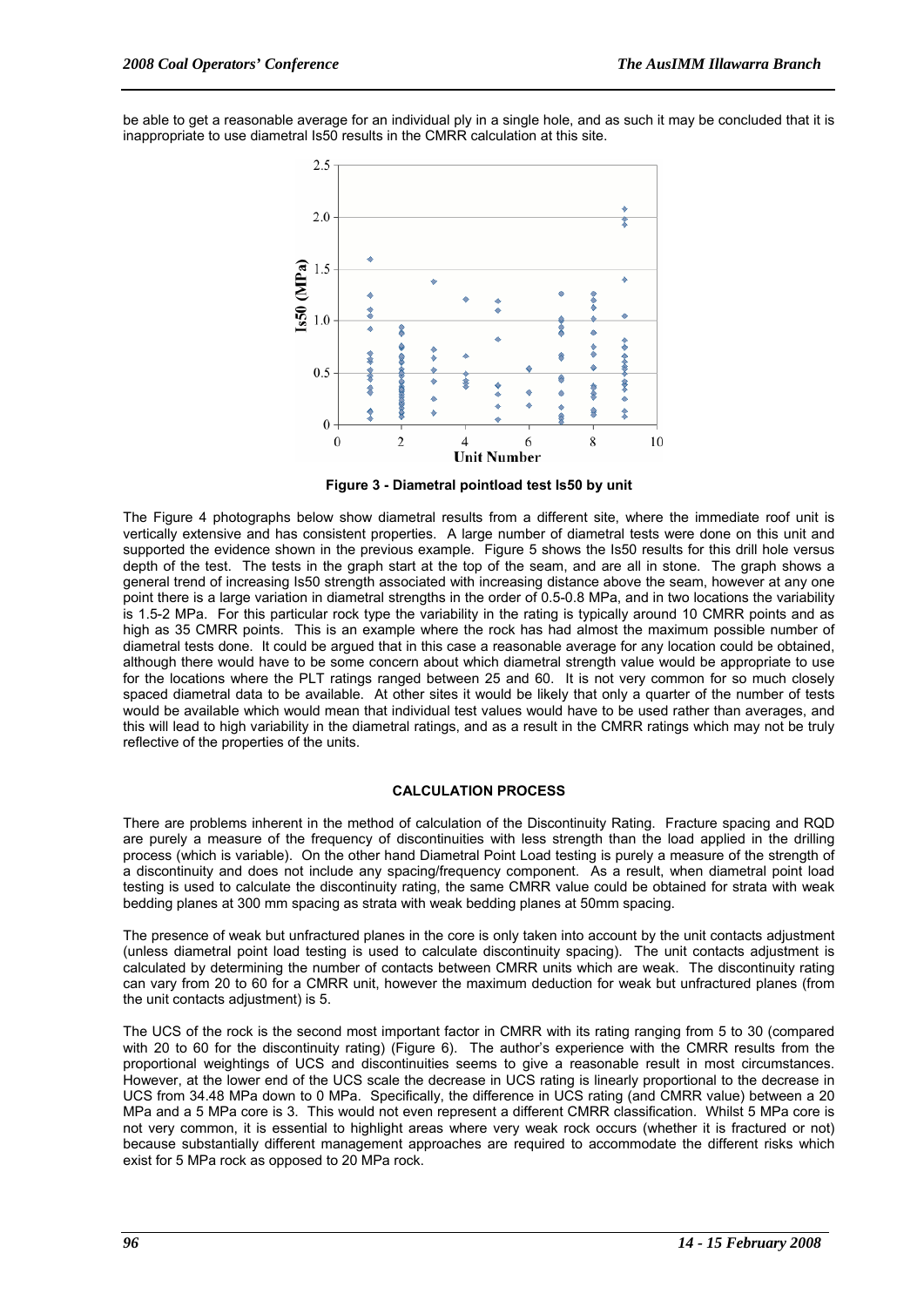be able to get a reasonable average for an individual ply in a single hole, and as such it may be concluded that it is inappropriate to use diametral Is50 results in the CMRR calculation at this site.

**Figure 3 - Diametral pointload test Is50 by unit**

The Figure 4 photographs below show diametral results from a different site, where the immediate roof unit is vertically extensive and has consistent properties. A large number of diametral tests were done on this unit and supported the evidence shown in the previous example. Figure 5 shows the Is50 results for this drill hole versus depth of the test. The tests in the graph start at the top of the seam, and are all in stone. The graph shows a general trend of increasing Is50 strength associated with increasing distance above the seam, however at any one point there is a large variation in diametral strengths in the order of 0.5-0.8 MPa, and in two locations the variability is 1.5-2 MPa. For this particular rock type the variability in the rating is typically around 10 CMRR points and as high as 35 CMRR points. This is an example where the rock has had almost the maximum possible number of diametral tests done. It could be argued that in this case a reasonable average for any location could be obtained, although there would have to be some concern about which diametral strength value would be appropriate to use for the locations where the PLT ratings ranged between 25 and 60. It is not very common for so much closely spaced diametral data to be available. At other sites it would be likely that only a quarter of the number of tests would be available which would mean that individual test values would have to be used rather than averages, and this will lead to high variability in the diametral ratings, and as a result in the CMRR ratings which may not be truly reflective of the properties of the units.

## CALCULATION PROCESS

There are problems inherent in the method of calculation of the Discontinuity Rating. Fracture spacing and RQD are purely a measure of the frequency of discontinuities with less strength than the load applied in the drilling process (which is variable). On the other hand Diametral Point Load testing is purely a measure of the strength of a discontinuity and does not include any spacing/frequency component. As a result, when diametral point load testing is used to calculate the discontinuity rating, the same CMRR value could be obtained for strata with weak bedding planes at 300 mm spacing as strata with weak bedding planes at 50mm spacing.

The presence of weak but unfractured planes in the core is only taken into account by the unit contacts adjustment (unless diametral point load testing is used to calculate discontinuity spacing). The unit contacts adjustment is calculated by determining the number of contacts between CMRR units which are weak. The discontinuity rating can vary from 20 to 60 for a CMRR unit, however the maximum deduction for weak but unfractured planes (from the unit contacts adjustment) is 5.

The UCS of the rock is the second most important factor in CMRR with its rating ranging from 5 to 30 (compared with 20 to 60 for the discontinuity rating) (Figure 6). The author's experience with the CMRR results from the proportional weightings of UCS and discontinuities seems to give a reasonable result in most circumstances. However, at the lower end of the UCS scale the decrease in UCS rating is linearly proportional to the decrease in UCS from 34.48 MPa down to 0 MPa. Specifically, the difference in UCS rating (and CMRR value) between a 20 MPa and a 5 MPa core is 3. This would not even represent a different CMRR classification. Whilst 5 MPa core is not very common, it is essential to highlight areas where very weak rock occurs (whether it is fractured or not) because substantially different management approaches are required to accommodate the different risks which exist for 5 MPa rock as opposed to 20 MPa rock.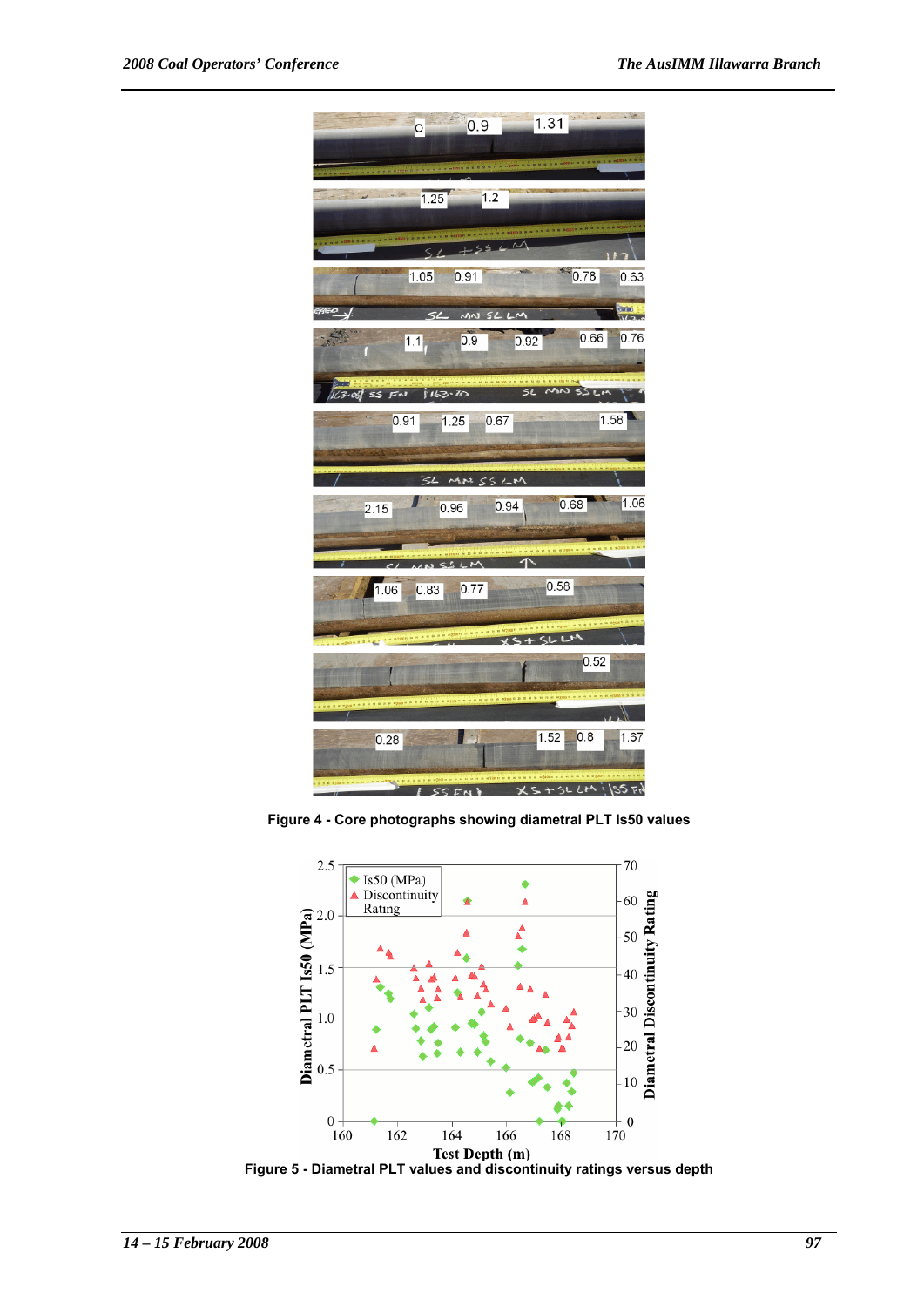Figure 4 - Core photographs showing diametral PLT Is50 values

Figure 5 - Diametral PLT values and discontinuity ratings versus depth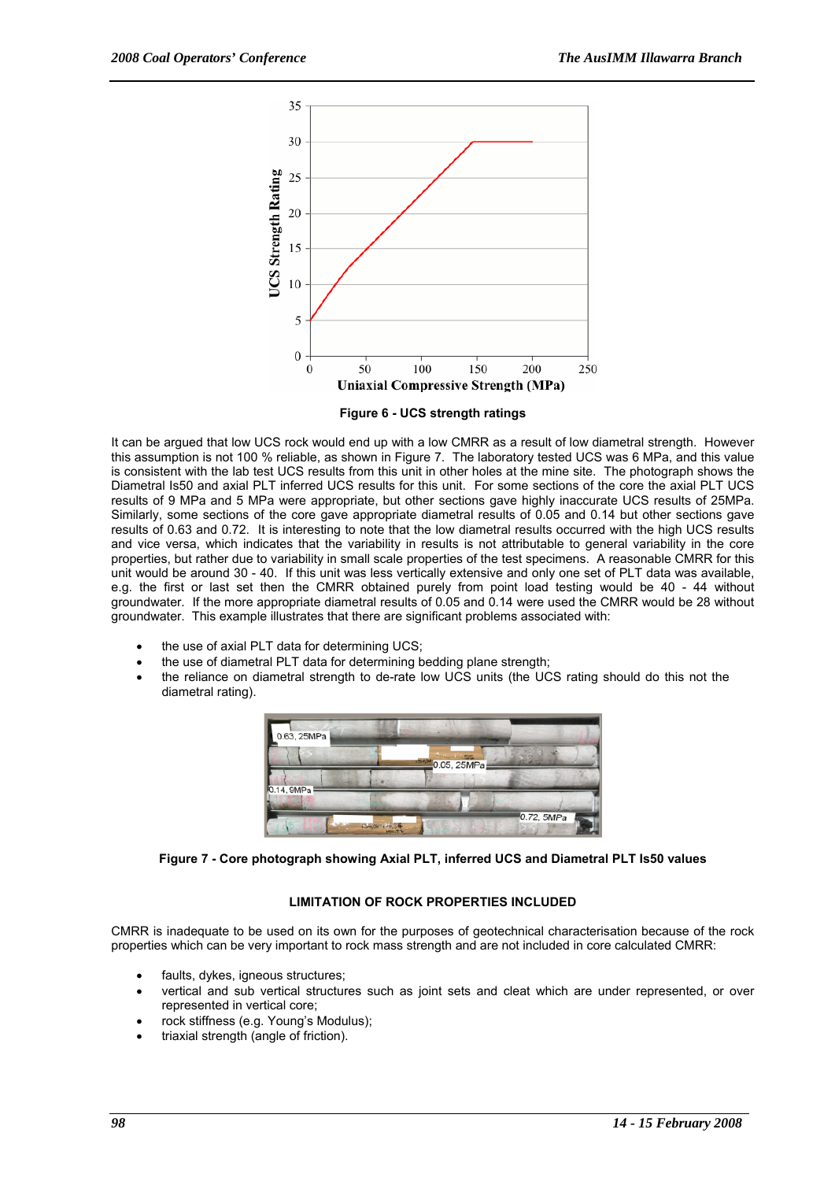Figure 6 - UCS strength ratings

It can be argued that low UCS rock would end up with a low CMRR as a result of low diametral strength. However this assumption is not 100 % reliable, as shown in Figure 7. The laboratory tested UCS was 6 MPa, and this value is consistent with the lab test UCS results from this unit in other holes at the mine site. The photograph shows the Diametral Is50 and axial PLT inferred UCS results for this unit. For some sections of the core the axial PLT UCS results of 9 MPa and 5 MPa were appropriate, but other sections gave highly inaccurate UCS results of 25MPa. Similarly, some sections of the core gave appropriate diametral results of 0.05 and 0.14 but other sections gave results of 0.63 and 0.72. It is interesting to note that the low diametral results occurred with the high UCS results and vice versa, which indicates that the variability in results is not attributable to general variability in the core properties, but rather due to variability in small scale properties of the test specimens. A reasonable CMRR for this unit would be around 30 - 40. If this unit was less vertically extensive and only one set of PLT data was available, e.g. the first or last set then the CMRR obtained purely from point load testing would be 40 - 44 without groundwater. If the more appropriate diametral results of 0.05 and 0.14 were used the CMRR would be 28 without groundwater. This example illustrates that there are significant problems associated with:

- the use of axial PLT data for determining UCS;
- the use of diametral PLT data for determining bedding plane strength;
- the reliance on diametral strength to de-rate low UCS units (the UCS rating should do this not the diametral rating).

Figure 7 - Core photograph showing Axial PLT, inferred UCS and Diametral PLT Is50 values

## LIMITATION OF ROCK PROPERTIES INCLUDED

CMRR is inadequate to be used on its own for the purposes of geotechnical characterisation because of the rock properties which can be very important to rock mass strength and are not included in core calculated CMRR:

- faults, dykes, igneous structures;
- vertical and sub vertical structures such as joint sets and cleat which are under represented, or over represented in vertical core;
- rock stiffness (e.g. Young's Modulus);
- triaxial strength (angle of friction).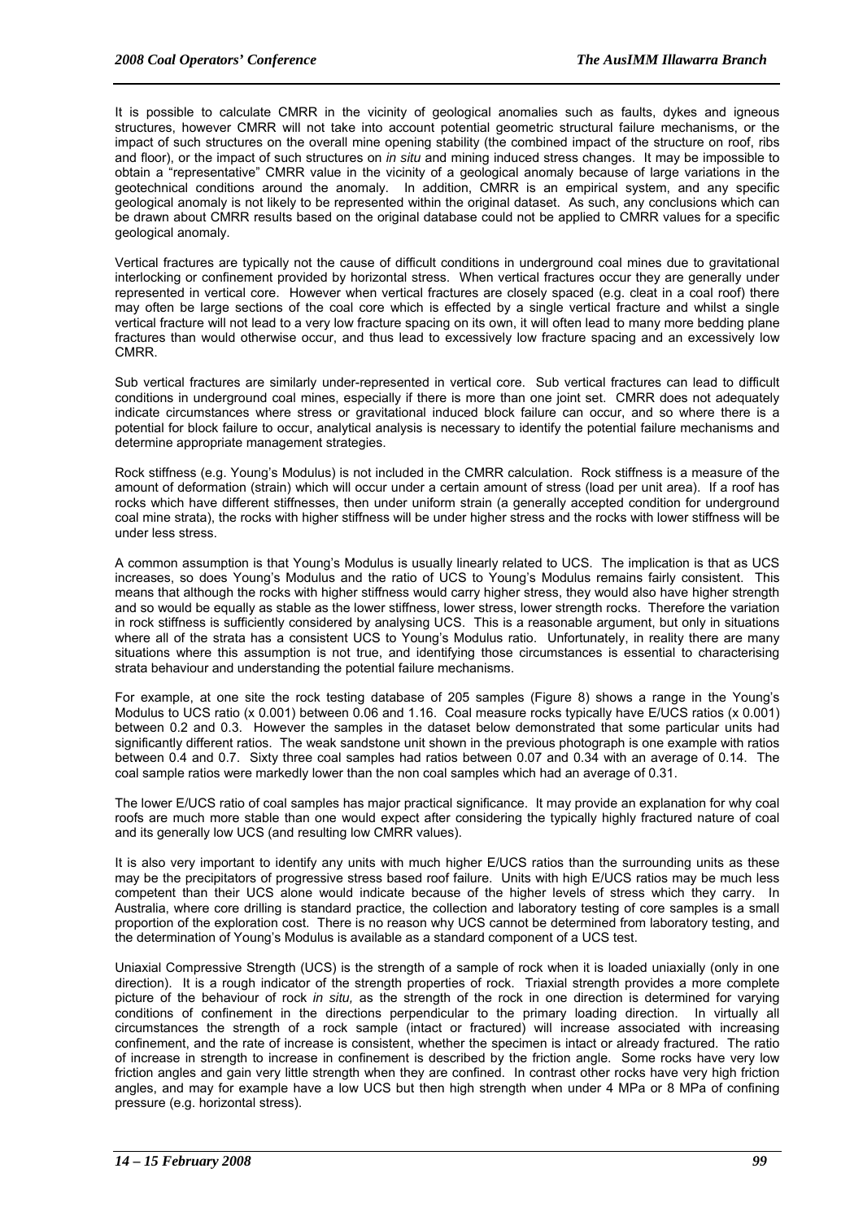It is possible to calculate CMRR in the vicinity of geological anomalies such as faults, dykes and igneous structures, however CMRR will not take into account potential geometric structural failure mechanisms, or the impact of such structures on the overall mine opening stability (the combined impact of the structure on roof, ribs and floor), or the impact of such structures on *in situ* and mining induced stress changes. It may be impossible to obtain a "representative" CMRR value in the vicinity of a geological anomaly because of large variations in the geotechnical conditions around the anomaly. In addition, CMRR is an empirical system, and any specific geological anomaly is not likely to be represented within the original dataset. As such, any conclusions which can be drawn about CMRR results based on the original database could not be applied to CMRR values for a specific geological anomaly.

Vertical fractures are typically not the cause of difficult conditions in underground coal mines due to gravitational interlocking or confinement provided by horizontal stress. When vertical fractures occur they are generally under represented in vertical core. However when vertical fractures are closely spaced (e.g. cleat in a coal roof) there may often be large sections of the coal core which is effected by a single vertical fracture and whilst a single vertical fracture will not lead to a very low fracture spacing on its own, it will often lead to many more bedding plane fractures than would otherwise occur, and thus lead to excessively low fracture spacing and an excessively low CMRR.

Sub vertical fractures are similarly under-represented in vertical core. Sub vertical fractures can lead to difficult conditions in underground coal mines, especially if there is more than one joint set. CMRR does not adequately indicate circumstances where stress or gravitational induced block failure can occur, and so where there is a potential for block failure to occur, analytical analysis is necessary to identify the potential failure mechanisms and determine appropriate management strategies.

Rock stiffness (e.g. Young's Modulus) is not included in the CMRR calculation. Rock stiffness is a measure of the amount of deformation (strain) which will occur under a certain amount of stress (load per unit area). If a roof has rocks which have different stiffnesses, then under uniform strain (a generally accepted condition for underground coal mine strata), the rocks with higher stiffness will be under higher stress and the rocks with lower stiffness will be under less stress.

A common assumption is that Young's Modulus is usually linearly related to UCS. The implication is that as UCS increases, so does Young's Modulus and the ratio of UCS to Young's Modulus remains fairly consistent. This means that although the rocks with higher stiffness would carry higher stress, they would also have higher strength and so would be equally as stable as the lower stiffness, lower stress, lower strength rocks. Therefore the variation in rock stiffness is sufficiently considered by analysing UCS. This is a reasonable argument, but only in situations where all of the strata has a consistent UCS to Young's Modulus ratio. Unfortunately, in reality there are many situations where this assumption is not true, and identifying those circumstances is essential to characterising strata behaviour and understanding the potential failure mechanisms.

For example, at one site the rock testing database of 205 samples (Figure 8) shows a range in the Young's Modulus to UCS ratio (x 0.001) between 0.06 and 1.16. Coal measure rocks typically have E/UCS ratios (x 0.001) between 0.2 and 0.3. However the samples in the dataset below demonstrated that some particular units had significantly different ratios. The weak sandstone unit shown in the previous photograph is one example with ratios between 0.4 and 0.7. Sixty three coal samples had ratios between 0.07 and 0.34 with an average of 0.14. The coal sample ratios were markedly lower than the non coal samples which had an average of 0.31.

The lower E/UCS ratio of coal samples has major practical significance. It may provide an explanation for why coal roofs are much more stable than one would expect after considering the typically highly fractured nature of coal and its generally low UCS (and resulting low CMRR values).

It is also very important to identify any units with much higher E/UCS ratios than the surrounding units as these may be the precipitators of progressive stress based roof failure. Units with high E/UCS ratios may be much less competent than their UCS alone would indicate because of the higher levels of stress which they carry. In Australia, where core drilling is standard practice, the collection and laboratory testing of core samples is a small proportion of the exploration cost. There is no reason why UCS cannot be determined from laboratory testing, and the determination of Young's Modulus is available as a standard component of a UCS test.

Uniaxial Compressive Strength (UCS) is the strength of a sample of rock when it is loaded uniaxially (only in one direction). It is a rough indicator of the strength properties of rock. Triaxial strength provides a more complete picture of the behaviour of rock *in situ,* as the strength of the rock in one direction is determined for varying conditions of confinement in the directions perpendicular to the primary loading direction. In virtually all circumstances the strength of a rock sample (intact or fractured) will increase associated with increasing confinement, and the rate of increase is consistent, whether the specimen is intact or already fractured. The ratio of increase in strength to increase in confinement is described by the friction angle. Some rocks have very low friction angles and gain very little strength when they are confined. In contrast other rocks have very high friction angles, and may for example have a low UCS but then high strength when under 4 MPa or 8 MPa of confining pressure (e.g. horizontal stress).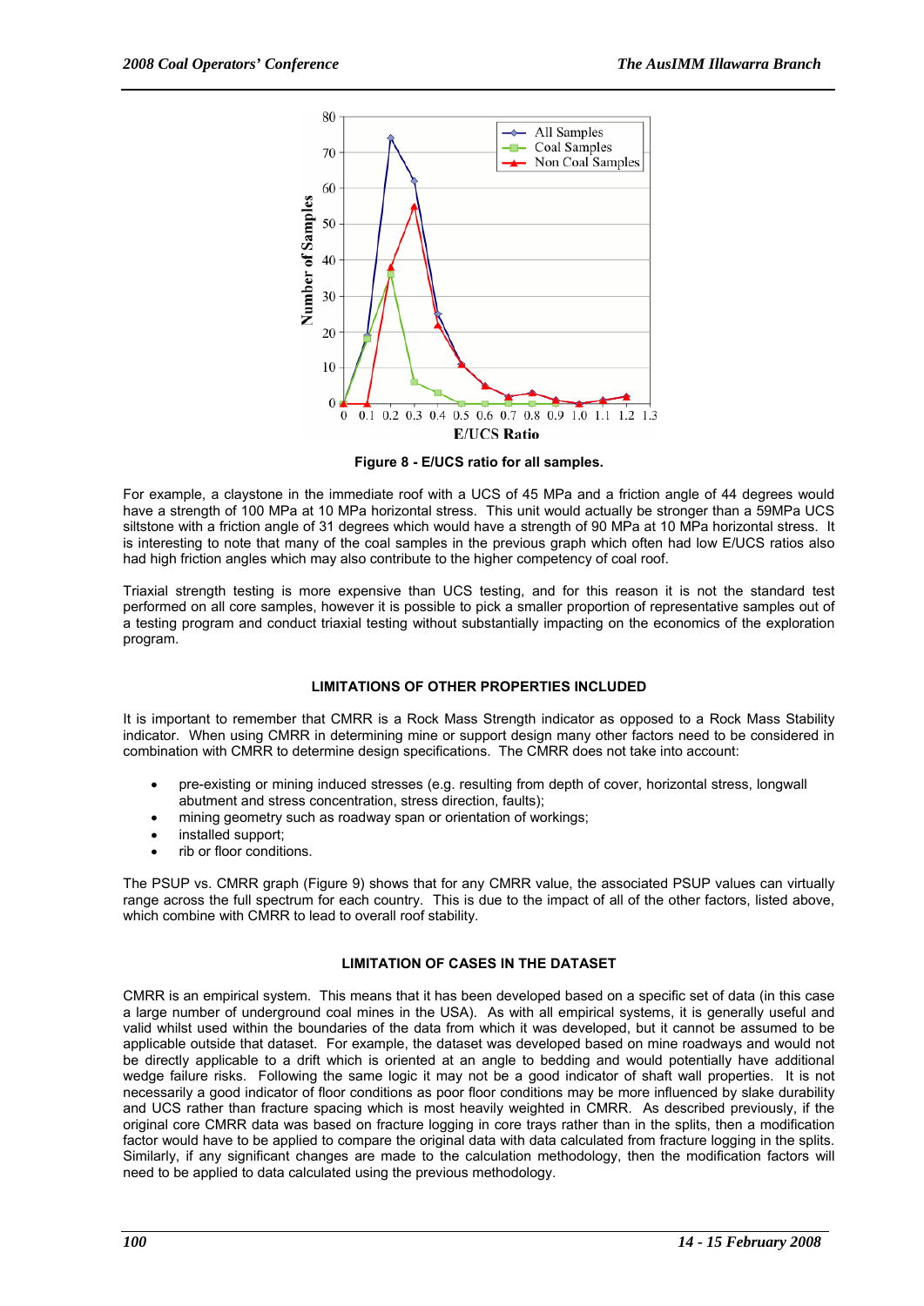Figure 8 - E/UCS ratio for all samples.

For example, a claystone in the immediate roof with a UCS of 45 MPa and a friction angle of 44 degrees would have a strength of 100 MPa at 10 MPa horizontal stress. This unit would actually be stronger than a 59MPa UCS siltstone with a friction angle of 31 degrees which would have a strength of 90 MPa at 10 MPa horizontal stress. It is interesting to note that many of the coal samples in the previous graph which often had low E/UCS ratios also had high friction angles which may also contribute to the higher competency of coal roof.

Triaxial strength testing is more expensive than UCS testing, and for this reason it is not the standard test performed on all core samples, however it is possible to pick a smaller proportion of representative samples out of a testing program and conduct triaxial testing without substantially impacting on the economics of the exploration program.

## LIMITATIONS OF OTHER PROPERTIES INCLUDED

It is important to remember that CMRR is a Rock Mass Strength indicator as opposed to a Rock Mass Stability indicator. When using CMRR in determining mine or support design many other factors need to be considered in combination with CMRR to determine design specifications. The CMRR does not take into account:

- pre-existing or mining induced stresses (e.g. resulting from depth of cover, horizontal stress, longwall abutment and stress concentration, stress direction, faults);
- mining geometry such as roadway span or orientation of workings;
- installed support;
- rib or floor conditions.

The PSUP vs. CMRR graph (Figure 9) shows that for any CMRR value, the associated PSUP values can virtually range across the full spectrum for each country. This is due to the impact of all of the other factors, listed above, which combine with CMRR to lead to overall roof stability.

## LIMITATION OF CASES IN THE DATASET

CMRR is an empirical system. This means that it has been developed based on a specific set of data (in this case a large number of underground coal mines in the USA). As with all empirical systems, it is generally useful and valid whilst used within the boundaries of the data from which it was developed, but it cannot be assumed to be applicable outside that dataset. For example, the dataset was developed based on mine roadways and would not be directly applicable to a drift which is oriented at an angle to bedding and would potentially have additional wedge failure risks. Following the same logic it may not be a good indicator of shaft wall properties. It is not necessarily a good indicator of floor conditions as poor floor conditions may be more influenced by slake durability and UCS rather than fracture spacing which is most heavily weighted in CMRR. As described previously, if the original core CMRR data was based on fracture logging in core trays rather than in the splits, then a modification factor would have to be applied to compare the original data with data calculated from fracture logging in the splits. Similarly, if any significant changes are made to the calculation methodology, then the modification factors will need to be applied to data calculated using the previous methodology.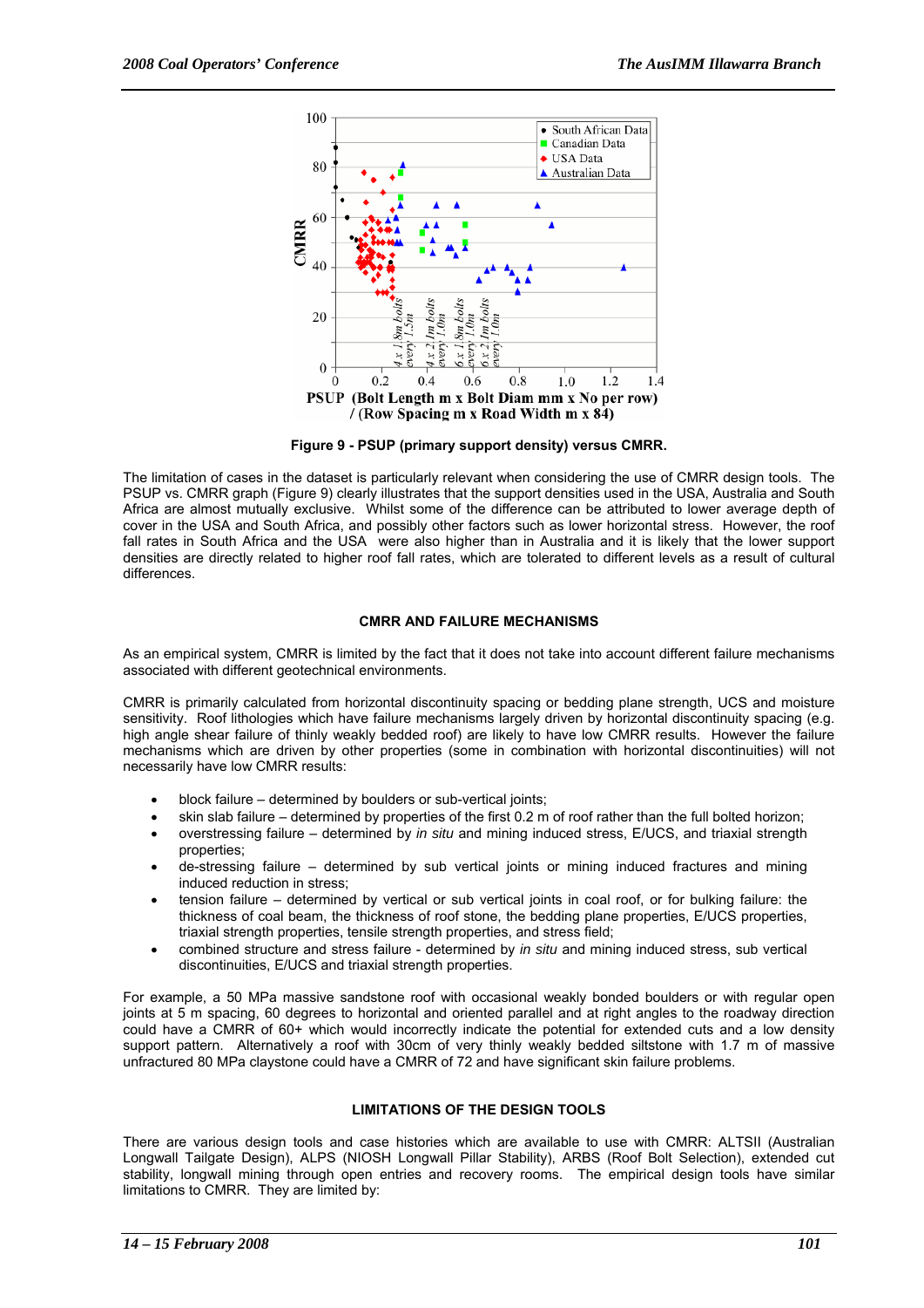Figure 9 - PSUP (primary support density) versus CMRR.

The limitation of cases in the dataset is particularly relevant when considering the use of CMRR design tools. The PSUP vs. CMRR graph (Figure 9) clearly illustrates that the support densities used in the USA, Australia and South Africa are almost mutually exclusive. Whilst some of the difference can be attributed to lower average depth of cover in the USA and South Africa, and possibly other factors such as lower horizontal stress. However, the roof fall rates in South Africa and the USA were also higher than in Australia and it is likely that the lower support densities are directly related to higher roof fall rates, which are tolerated to different levels as a result of cultural differences.

## CMRR AND FAILURE MECHANISMS

As an empirical system, CMRR is limited by the fact that it does not take into account different failure mechanisms associated with different geotechnical environments.

CMRR is primarily calculated from horizontal discontinuity spacing or bedding plane strength, UCS and moisture sensitivity. Roof lithologies which have failure mechanisms largely driven by horizontal discontinuity spacing (e.g. high angle shear failure of thinly weakly bedded roof) are likely to have low CMRR results. However the failure mechanisms which are driven by other properties (some in combination with horizontal discontinuities) will not necessarily have low CMRR results:

- block failure – determined by boulders or sub-vertical joints;
- skin slab failure – determined by properties of the first 0.2 m of roof rather than the full bolted horizon;
- overstressing failure – determined by *in situ* and mining induced stress, E/UCS, and triaxial strength properties;
- de-stressing failure – determined by sub vertical joints or mining induced fractures and mining induced reduction in stress;
- tension failure – determined by vertical or sub vertical joints in coal roof, or for bulking failure: the thickness of coal beam, the thickness of roof stone, the bedding plane properties, E/UCS properties, triaxial strength properties, tensile strength properties, and stress field;
- combined structure and stress failure - determined by *in situ* and mining induced stress, sub vertical discontinuities, E/UCS and triaxial strength properties.

For example, a 50 MPa massive sandstone roof with occasional weakly bonded boulders or with regular open joints at 5 m spacing, 60 degrees to horizontal and oriented parallel and at right angles to the roadway direction could have a CMRR of 60+ which would incorrectly indicate the potential for extended cuts and a low density support pattern. Alternatively a roof with 30cm of very thinly weakly bedded siltstone with 1.7 m of massive unfractured 80 MPa claystone could have a CMRR of 72 and have significant skin failure problems.

## LIMITATIONS OF THE DESIGN TOOLS

There are various design tools and case histories which are available to use with CMRR: ALTSII (Australian Longwall Tailgate Design), ALPS (NIOSH Longwall Pillar Stability), ARBS (Roof Bolt Selection), extended cut stability, longwall mining through open entries and recovery rooms. The empirical design tools have similar limitations to CMRR. They are limited by: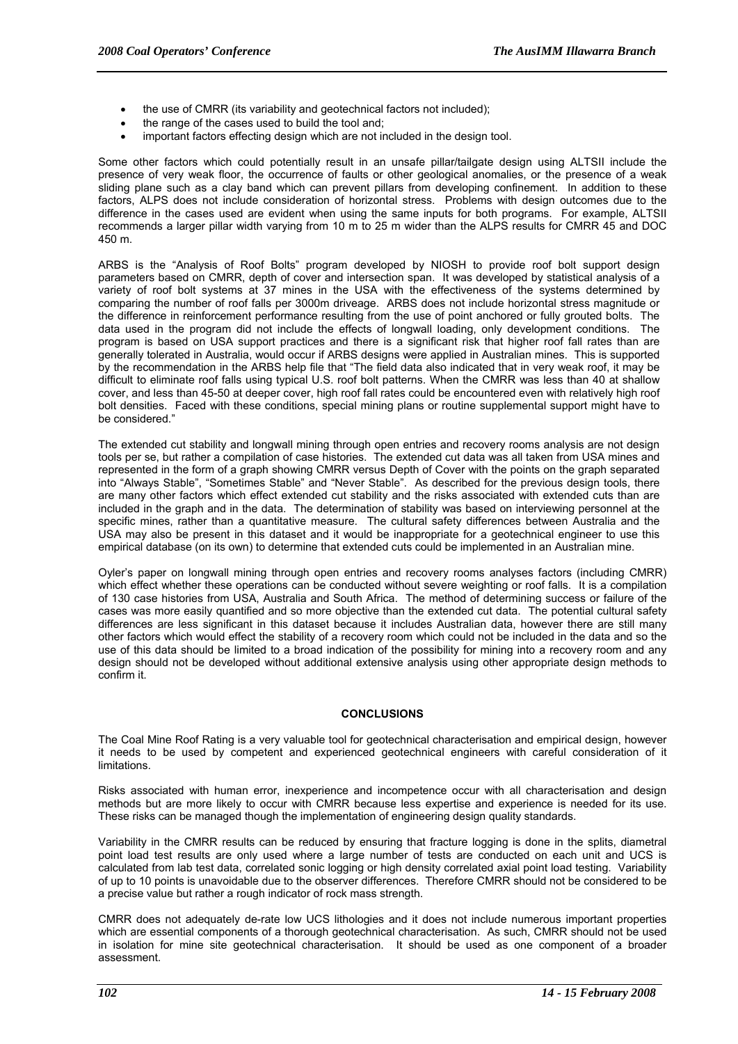- the use of CMRR (its variability and geotechnical factors not included);
- the range of the cases used to build the tool and;
- important factors effecting design which are not included in the design tool.

Some other factors which could potentially result in an unsafe pillar/tailgate design using ALTSII include the presence of very weak floor, the occurrence of faults or other geological anomalies, or the presence of a weak sliding plane such as a clay band which can prevent pillars from developing confinement. In addition to these factors, ALPS does not include consideration of horizontal stress. Problems with design outcomes due to the difference in the cases used are evident when using the same inputs for both programs. For example, ALTSII recommends a larger pillar width varying from 10 m to 25 m wider than the ALPS results for CMRR 45 and DOC 450 m.

ARBS is the "Analysis of Roof Bolts" program developed by NIOSH to provide roof bolt support design parameters based on CMRR, depth of cover and intersection span. It was developed by statistical analysis of a variety of roof bolt systems at 37 mines in the USA with the effectiveness of the systems determined by comparing the number of roof falls per 3000m driveage. ARBS does not include horizontal stress magnitude or the difference in reinforcement performance resulting from the use of point anchored or fully grouted bolts. The data used in the program did not include the effects of longwall loading, only development conditions. The program is based on USA support practices and there is a significant risk that higher roof fall rates than are generally tolerated in Australia, would occur if ARBS designs were applied in Australian mines. This is supported by the recommendation in the ARBS help file that "The field data also indicated that in very weak roof, it may be difficult to eliminate roof falls using typical U.S. roof bolt patterns. When the CMRR was less than 40 at shallow cover, and less than 45-50 at deeper cover, high roof fall rates could be encountered even with relatively high roof bolt densities. Faced with these conditions, special mining plans or routine supplemental support might have to be considered."

The extended cut stability and longwall mining through open entries and recovery rooms analysis are not design tools per se, but rather a compilation of case histories. The extended cut data was all taken from USA mines and represented in the form of a graph showing CMRR versus Depth of Cover with the points on the graph separated into "Always Stable", "Sometimes Stable" and "Never Stable". As described for the previous design tools, there are many other factors which effect extended cut stability and the risks associated with extended cuts than are included in the graph and in the data. The determination of stability was based on interviewing personnel at the specific mines, rather than a quantitative measure. The cultural safety differences between Australia and the USA may also be present in this dataset and it would be inappropriate for a geotechnical engineer to use this empirical database (on its own) to determine that extended cuts could be implemented in an Australian mine.

Oyler's paper on longwall mining through open entries and recovery rooms analyses factors (including CMRR) which effect whether these operations can be conducted without severe weighting or roof falls. It is a compilation of 130 case histories from USA, Australia and South Africa. The method of determining success or failure of the cases was more easily quantified and so more objective than the extended cut data. The potential cultural safety differences are less significant in this dataset because it includes Australian data, however there are still many other factors which would effect the stability of a recovery room which could not be included in the data and so the use of this data should be limited to a broad indication of the possibility for mining into a recovery room and any design should not be developed without additional extensive analysis using other appropriate design methods to confirm it.

## CONCLUSIONS

The Coal Mine Roof Rating is a very valuable tool for geotechnical characterisation and empirical design, however it needs to be used by competent and experienced geotechnical engineers with careful consideration of it limitations.

Risks associated with human error, inexperience and incompetence occur with all characterisation and design methods but are more likely to occur with CMRR because less expertise and experience is needed for its use. These risks can be managed though the implementation of engineering design quality standards.

Variability in the CMRR results can be reduced by ensuring that fracture logging is done in the splits, diametral point load test results are only used where a large number of tests are conducted on each unit and UCS is calculated from lab test data, correlated sonic logging or high density correlated axial point load testing. Variability of up to 10 points is unavoidable due to the observer differences. Therefore CMRR should not be considered to be a precise value but rather a rough indicator of rock mass strength.

CMRR does not adequately de-rate low UCS lithologies and it does not include numerous important properties which are essential components of a thorough geotechnical characterisation. As such, CMRR should not be used in isolation for mine site geotechnical characterisation. It should be used as one component of a broader assessment.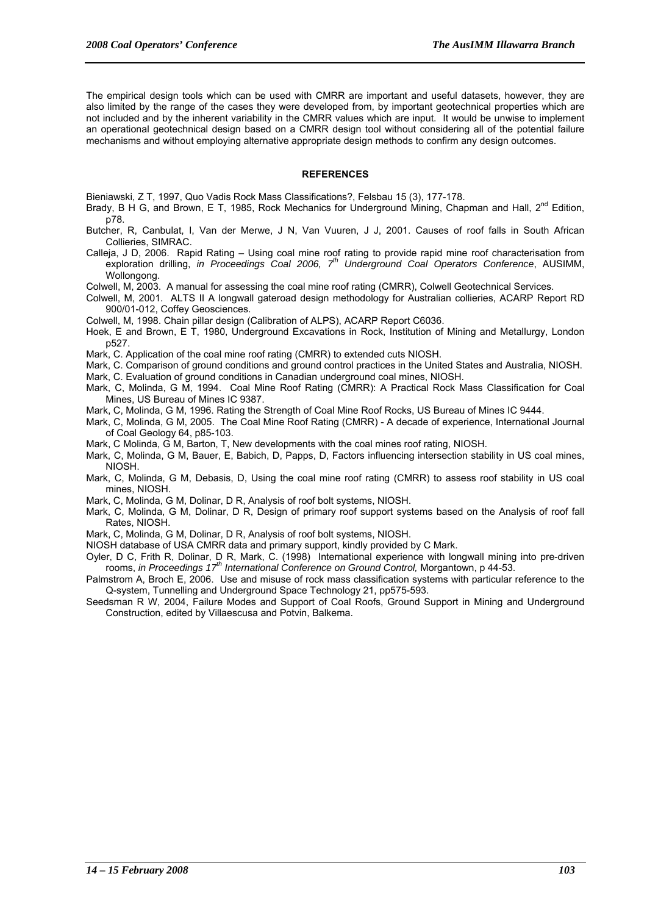The empirical design tools which can be used with CMRR are important and useful datasets, however, they are also limited by the range of the cases they were developed from, by important geotechnical properties which are not included and by the inherent variability in the CMRR values which are input. It would be unwise to implement an operational geotechnical design based on a CMRR design tool without considering all of the potential failure mechanisms and without employing alternative appropriate design methods to confirm any design outcomes.

## REFERENCES

Bieniawski, Z T, 1997, Quo Vadis Rock Mass Classifications?, Felsbau 15 (3), 177-178.

Brady, B H G, and Brown, E T, 1985, Rock Mechanics for Underground Mining, Chapman and Hall, 2nd Edition, p78.

Butcher, R, Canbulat, I, Van der Merwe, J N, Van Vuuren, J J, 2001. Causes of roof falls in South African Collieries, SIMRAC.

Calleja, J D, 2006. Rapid Rating – Using coal mine roof rating to provide rapid mine roof characterisation from exploration drilling, *in Proceedings Coal 2006, 7th Underground Coal Operators Conference*, AUSIMM, Wollongong.

Colwell, M, 2003. A manual for assessing the coal mine roof rating (CMRR), Colwell Geotechnical Services.

Colwell, M, 2001. ALTS II A longwall gateroad design methodology for Australian collieries, ACARP Report RD 900/01-012, Coffey Geosciences.

Colwell, M, 1998. Chain pillar design (Calibration of ALPS), ACARP Report C6036.

Hoek, E and Brown, E T, 1980, Underground Excavations in Rock, Institution of Mining and Metallurgy, London p527.

Mark, C. Application of the coal mine roof rating (CMRR) to extended cuts NIOSH.

Mark, C. Comparison of ground conditions and ground control practices in the United States and Australia, NIOSH.

Mark, C. Evaluation of ground conditions in Canadian underground coal mines, NIOSH.

Mark, C, Molinda, G M, 1994. Coal Mine Roof Rating (CMRR): A Practical Rock Mass Classification for Coal Mines, US Bureau of Mines IC 9387.

Mark, C, Molinda, G M, 1996. Rating the Strength of Coal Mine Roof Rocks, US Bureau of Mines IC 9444.

Mark, C, Molinda, G M, 2005. The Coal Mine Roof Rating (CMRR) - A decade of experience, International Journal of Coal Geology 64, p85-103.

Mark, C Molinda, G M, Barton, T, New developments with the coal mines roof rating, NIOSH.

Mark, C, Molinda, G M, Bauer, E, Babich, D, Papps, D, Factors influencing intersection stability in US coal mines, NIOSH.

Mark, C, Molinda, G M, Debasis, D, Using the coal mine roof rating (CMRR) to assess roof stability in US coal mines, NIOSH.

Mark, C, Molinda, G M, Dolinar, D R, Analysis of roof bolt systems, NIOSH.

Mark, C, Molinda, G M, Dolinar, D R, Design of primary roof support systems based on the Analysis of roof fall Rates, NIOSH.

Mark, C, Molinda, G M, Dolinar, D R, Analysis of roof bolt systems, NIOSH.

NIOSH database of USA CMRR data and primary support, kindly provided by C Mark.

Oyler, D C, Frith R, Dolinar, D R, Mark, C. (1998) International experience with longwall mining into pre-driven rooms, *in Proceedings 17th International Conference on Ground Control,* Morgantown, p 44-53.

Palmstrom A, Broch E, 2006. Use and misuse of rock mass classification systems with particular reference to the Q-system, Tunnelling and Underground Space Technology 21, pp575-593.

Seedsman R W, 2004, Failure Modes and Support of Coal Roofs, Ground Support in Mining and Underground Construction, edited by Villaescusa and Potvin, Balkema.